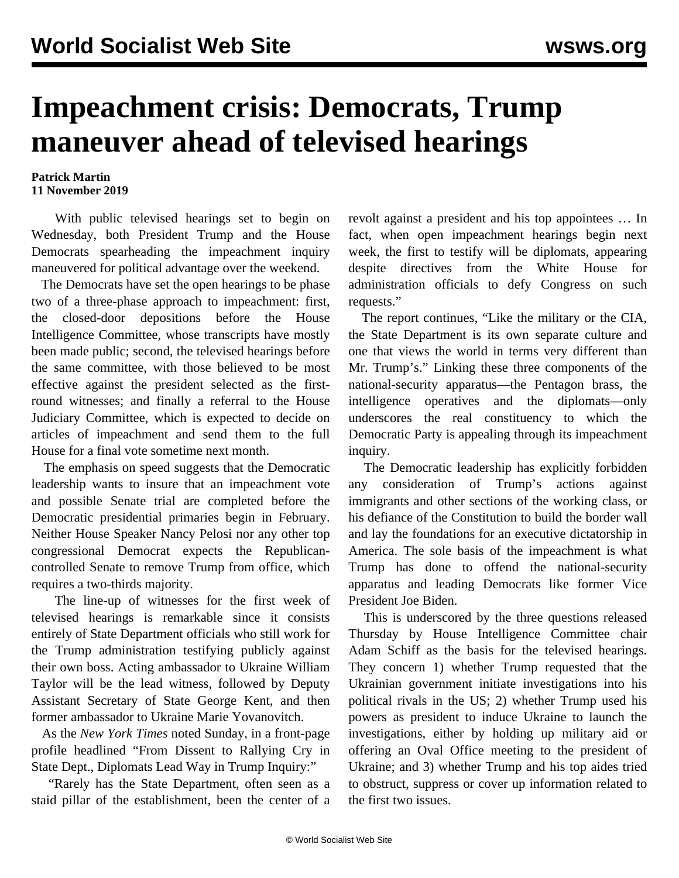# Impeachment crisis: Democrats, Trump maneuver ahead of televised hearings

**Patrick Martin**
**11 November 2019**

With public televised hearings set to begin on Wednesday, both President Trump and the House Democrats spearheading the impeachment inquiry maneuvered for political advantage over the weekend.

The Democrats have set the open hearings to be phase two of a three-phase approach to impeachment: first, the closed-door depositions before the House Intelligence Committee, whose transcripts have mostly been made public; second, the televised hearings before the same committee, with those believed to be most effective against the president selected as the first-round witnesses; and finally a referral to the House Judiciary Committee, which is expected to decide on articles of impeachment and send them to the full House for a final vote sometime next month.

The emphasis on speed suggests that the Democratic leadership wants to insure that an impeachment vote and possible Senate trial are completed before the Democratic presidential primaries begin in February. Neither House Speaker Nancy Pelosi nor any other top congressional Democrat expects the Republican-controlled Senate to remove Trump from office, which requires a two-thirds majority.

The line-up of witnesses for the first week of televised hearings is remarkable since it consists entirely of State Department officials who still work for the Trump administration testifying publicly against their own boss. Acting ambassador to Ukraine William Taylor will be the lead witness, followed by Deputy Assistant Secretary of State George Kent, and then former ambassador to Ukraine Marie Yovanovitch.

As the *New York Times* noted Sunday, in a front-page profile headlined "From Dissent to Rallying Cry in State Dept., Diplomats Lead Way in Trump Inquiry:"

"Rarely has the State Department, often seen as a staid pillar of the establishment, been the center of a revolt against a president and his top appointees … In fact, when open impeachment hearings begin next week, the first to testify will be diplomats, appearing despite directives from the White House for administration officials to defy Congress on such requests."

The report continues, "Like the military or the CIA, the State Department is its own separate culture and one that views the world in terms very different than Mr. Trump's." Linking these three components of the national-security apparatus—the Pentagon brass, the intelligence operatives and the diplomats—only underscores the real constituency to which the Democratic Party is appealing through its impeachment inquiry.

The Democratic leadership has explicitly forbidden any consideration of Trump's actions against immigrants and other sections of the working class, or his defiance of the Constitution to build the border wall and lay the foundations for an executive dictatorship in America. The sole basis of the impeachment is what Trump has done to offend the national-security apparatus and leading Democrats like former Vice President Joe Biden.

This is underscored by the three questions released Thursday by House Intelligence Committee chair Adam Schiff as the basis for the televised hearings. They concern 1) whether Trump requested that the Ukrainian government initiate investigations into his political rivals in the US; 2) whether Trump used his powers as president to induce Ukraine to launch the investigations, either by holding up military aid or offering an Oval Office meeting to the president of Ukraine; and 3) whether Trump and his top aides tried to obstruct, suppress or cover up information related to the first two issues.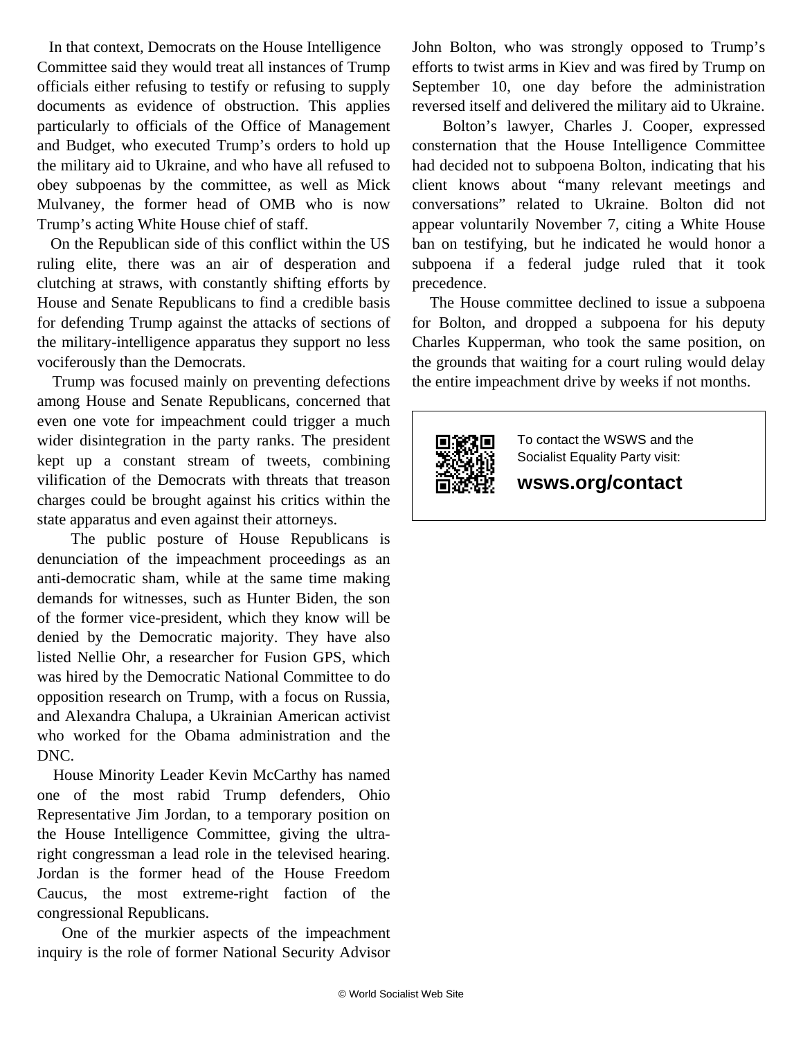In that context, Democrats on the House Intelligence Committee said they would treat all instances of Trump officials either refusing to testify or refusing to supply documents as evidence of obstruction. This applies particularly to officials of the Office of Management and Budget, who executed Trump's orders to hold up the military aid to Ukraine, and who have all refused to obey subpoenas by the committee, as well as Mick Mulvaney, the former head of OMB who is now Trump's acting White House chief of staff.

On the Republican side of this conflict within the US ruling elite, there was an air of desperation and clutching at straws, with constantly shifting efforts by House and Senate Republicans to find a credible basis for defending Trump against the attacks of sections of the military-intelligence apparatus they support no less vociferously than the Democrats.

Trump was focused mainly on preventing defections among House and Senate Republicans, concerned that even one vote for impeachment could trigger a much wider disintegration in the party ranks. The president kept up a constant stream of tweets, combining vilification of the Democrats with threats that treason charges could be brought against his critics within the state apparatus and even against their attorneys.

The public posture of House Republicans is denunciation of the impeachment proceedings as an anti-democratic sham, while at the same time making demands for witnesses, such as Hunter Biden, the son of the former vice-president, which they know will be denied by the Democratic majority. They have also listed Nellie Ohr, a researcher for Fusion GPS, which was hired by the Democratic National Committee to do opposition research on Trump, with a focus on Russia, and Alexandra Chalupa, a Ukrainian American activist who worked for the Obama administration and the DNC.

House Minority Leader Kevin McCarthy has named one of the most rabid Trump defenders, Ohio Representative Jim Jordan, to a temporary position on the House Intelligence Committee, giving the ultra-right congressman a lead role in the televised hearing. Jordan is the former head of the House Freedom Caucus, the most extreme-right faction of the congressional Republicans.

One of the murkier aspects of the impeachment inquiry is the role of former National Security Advisor John Bolton, who was strongly opposed to Trump's efforts to twist arms in Kiev and was fired by Trump on September 10, one day before the administration reversed itself and delivered the military aid to Ukraine.

Bolton's lawyer, Charles J. Cooper, expressed consternation that the House Intelligence Committee had decided not to subpoena Bolton, indicating that his client knows about "many relevant meetings and conversations" related to Ukraine. Bolton did not appear voluntarily November 7, citing a White House ban on testifying, but he indicated he would honor a subpoena if a federal judge ruled that it took precedence.

The House committee declined to issue a subpoena for Bolton, and dropped a subpoena for his deputy Charles Kupperman, who took the same position, on the grounds that waiting for a court ruling would delay the entire impeachment drive by weeks if not months.

To contact the WSWS and the Socialist Equality Party visit:

**wsws.org/contact**